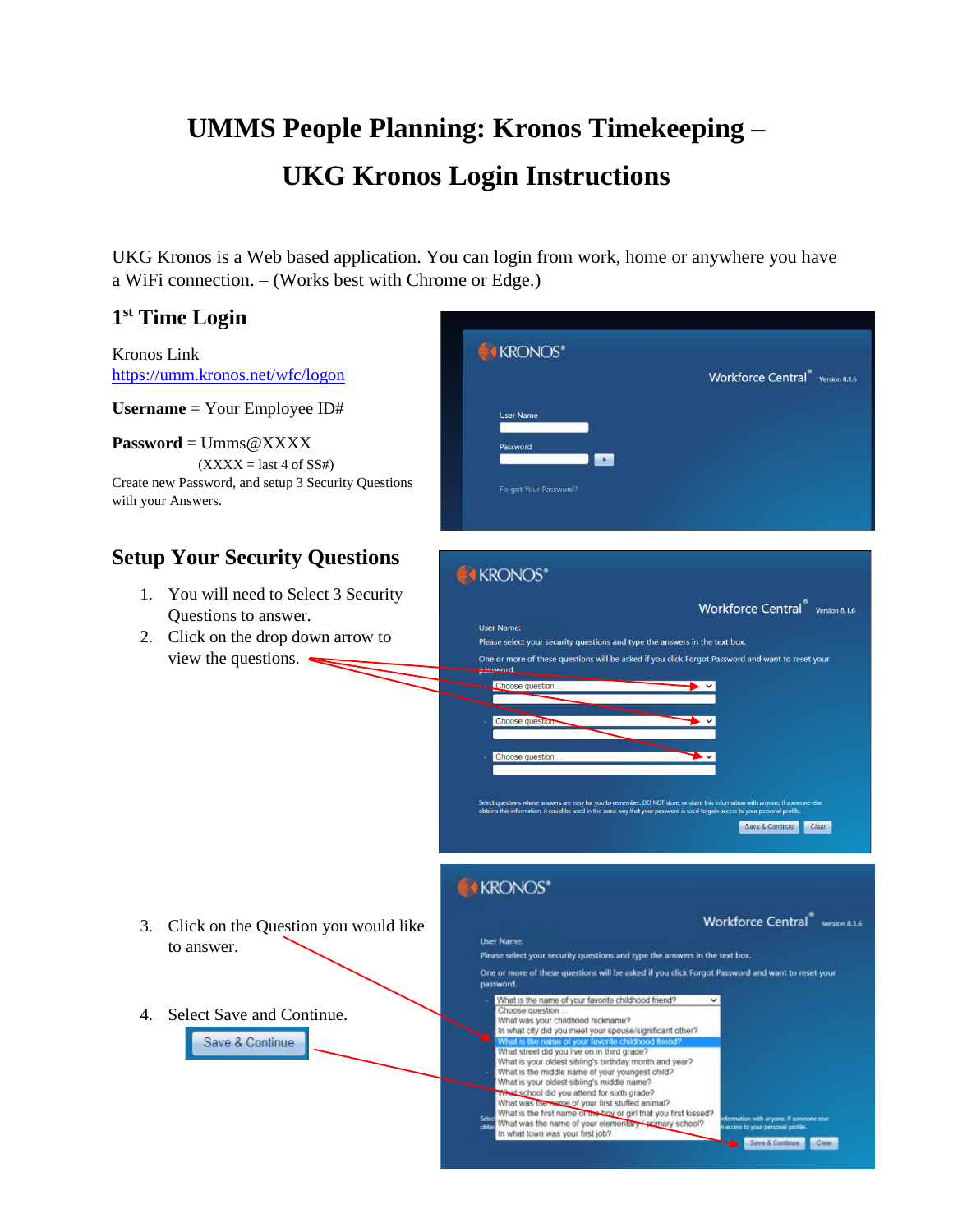# UMMS People Planning: Kronos Timekeeping –

# UKG Kronos Login Instructions

UKG Kronos is a Web based application. You can login from work, home or anywhere you have a WiFi connection. – (Works best with Chrome or Edge.)

## 1st Time Login

Kronos Link
https://umm.kronos.net/wfc/logon

**Username** = Your Employee ID#

**Password** = Umms@XXXX

(XXXX = last 4 of SS#)

Create new Password, and setup 3 Security Questions with your Answers.

## Setup Your Security Questions

1. You will need to Select 3 Security Questions to answer.
2. Click on the drop down arrow to view the questions.
3. Click on the Question you would like to answer.
4. Select Save and Continue.

Save & Continue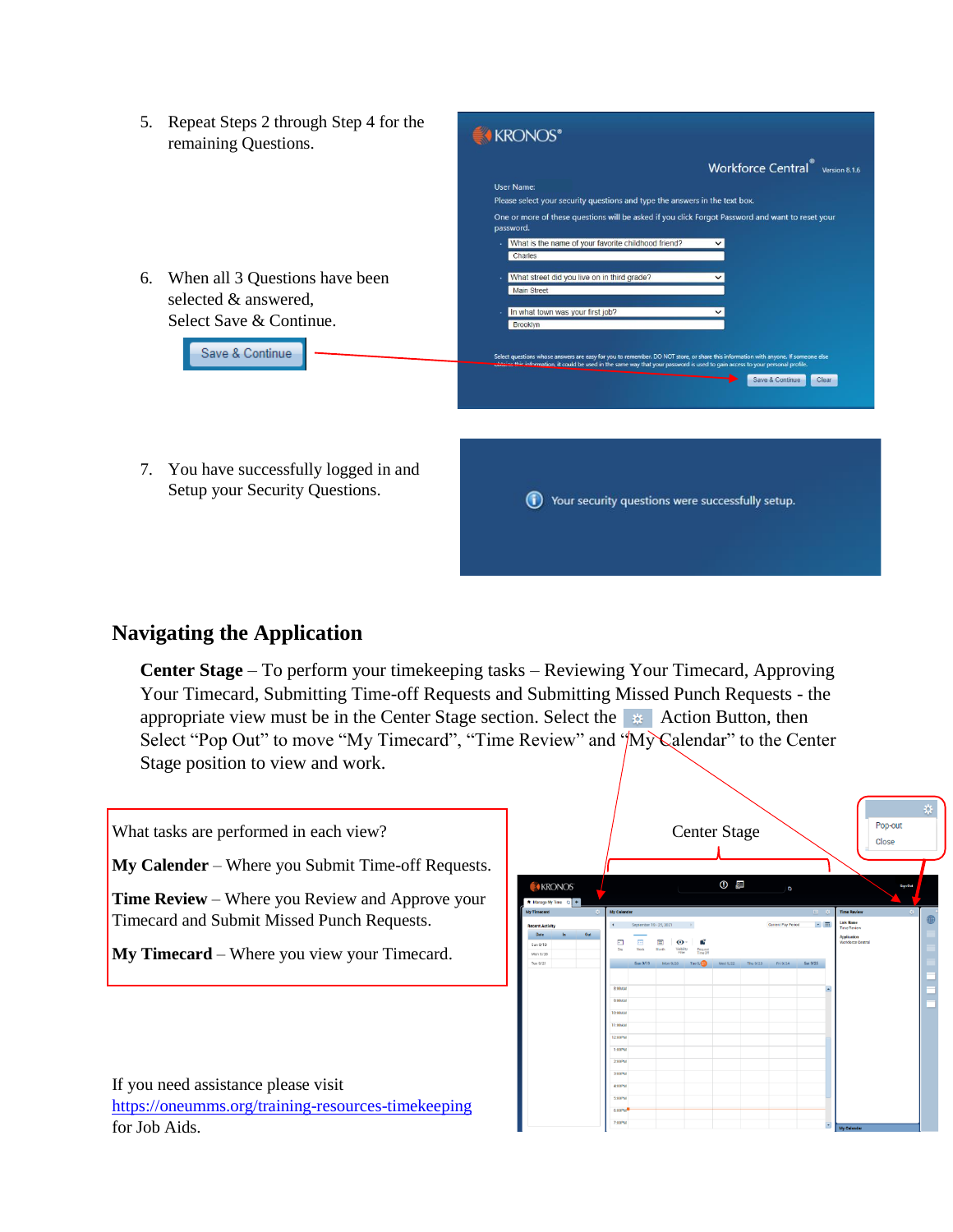5. Repeat Steps 2 through Step 4 for the remaining Questions.

6. When all 3 Questions have been selected & answered,
   Select Save & Continue.

   Save & Continue

7. You have successfully logged in and Setup your Security Questions.

## Navigating the Application

**Center Stage** – To perform your timekeeping tasks – Reviewing Your Timecard, Approving Your Timecard, Submitting Time-off Requests and Submitting Missed Punch Requests - the appropriate view must be in the Center Stage section. Select the Action Button, then Select "Pop Out" to move "My Timecard", "Time Review" and "My Calendar" to the Center Stage position to view and work.

What tasks are performed in each view?

**My Calender** – Where you Submit Time-off Requests.

**Time Review** – Where you Review and Approve your Timecard and Submit Missed Punch Requests.

**My Timecard** – Where you view your Timecard.

Center Stage

Pop-out
Close

If you need assistance please visit
https://oneumms.org/training-resources-timekeeping
for Job Aids.